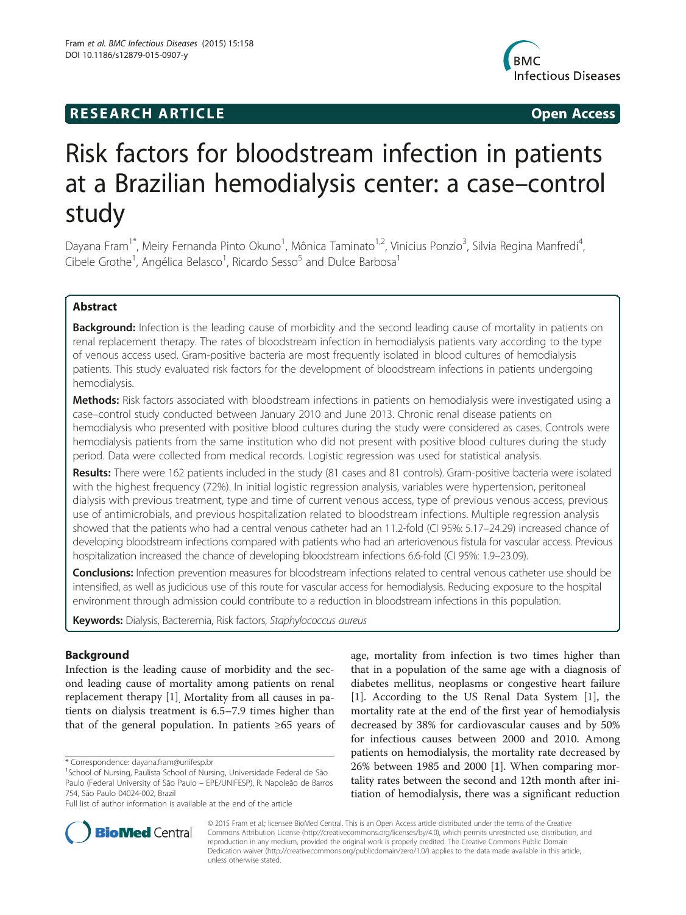# Risk factors for bloodstream infection in patients at a Brazilian hemodialysis center: a case–control study

**RESEARCH ARTICLE** **Open Access**

Dayana Fram[1*], Meiry Fernanda Pinto Okuno[1], Mônica Taminato[1,2], Vinicius Ponzio[3], Silvia Regina Manfredi[4], Cibele Grothe[1], Angélica Belasco[1], Ricardo Sesso[5] and Dulce Barbosa[1]

## Abstract

**Background:** Infection is the leading cause of morbidity and the second leading cause of mortality in patients on renal replacement therapy. The rates of bloodstream infection in hemodialysis patients vary according to the type of venous access used. Gram-positive bacteria are most frequently isolated in blood cultures of hemodialysis patients. This study evaluated risk factors for the development of bloodstream infections in patients undergoing hemodialysis.

**Methods:** Risk factors associated with bloodstream infections in patients on hemodialysis were investigated using a case–control study conducted between January 2010 and June 2013. Chronic renal disease patients on hemodialysis who presented with positive blood cultures during the study were considered as cases. Controls were hemodialysis patients from the same institution who did not present with positive blood cultures during the study period. Data were collected from medical records. Logistic regression was used for statistical analysis.

**Results:** There were 162 patients included in the study (81 cases and 81 controls). Gram-positive bacteria were isolated with the highest frequency (72%). In initial logistic regression analysis, variables were hypertension, peritoneal dialysis with previous treatment, type and time of current venous access, type of previous venous access, previous use of antimicrobials, and previous hospitalization related to bloodstream infections. Multiple regression analysis showed that the patients who had a central venous catheter had an 11.2-fold (CI 95%: 5.17–24.29) increased chance of developing bloodstream infections compared with patients who had an arteriovenous fistula for vascular access. Previous hospitalization increased the chance of developing bloodstream infections 6.6-fold (CI 95%: 1.9–23.09).

**Conclusions:** Infection prevention measures for bloodstream infections related to central venous catheter use should be intensified, as well as judicious use of this route for vascular access for hemodialysis. Reducing exposure to the hospital environment through admission could contribute to a reduction in bloodstream infections in this population.

**Keywords:** Dialysis, Bacteremia, Risk factors, *Staphylococcus aureus*

## Background

Infection is the leading cause of morbidity and the second leading cause of mortality among patients on renal replacement therapy [1]. Mortality from all causes in patients on dialysis treatment is 6.5–7.9 times higher than that of the general population. In patients ≥65 years of age, mortality from infection is two times higher than that in a population of the same age with a diagnosis of diabetes mellitus, neoplasms or congestive heart failure [1]. According to the US Renal Data System [1], the mortality rate at the end of the first year of hemodialysis decreased by 38% for cardiovascular causes and by 50% for infectious causes between 2000 and 2010. Among patients on hemodialysis, the mortality rate decreased by 26% between 1985 and 2000 [1]. When comparing mortality rates between the second and 12th month after initiation of hemodialysis, there was a significant reduction

\* Correspondence: dayana.fram@unifesp.br
[1]School of Nursing, Paulista School of Nursing, Universidade Federal de São Paulo (Federal University of São Paulo – EPE/UNIFESP), R. Napoleão de Barros 754, São Paulo 04024-002, Brazil
Full list of author information is available at the end of the article

© 2015 Fram et al.; licensee BioMed Central. This is an Open Access article distributed under the terms of the Creative Commons Attribution License (http://creativecommons.org/licenses/by/4.0), which permits unrestricted use, distribution, and reproduction in any medium, provided the original work is properly credited. The Creative Commons Public Domain Dedication waiver (http://creativecommons.org/publicdomain/zero/1.0/) applies to the data made available in this article, unless otherwise stated.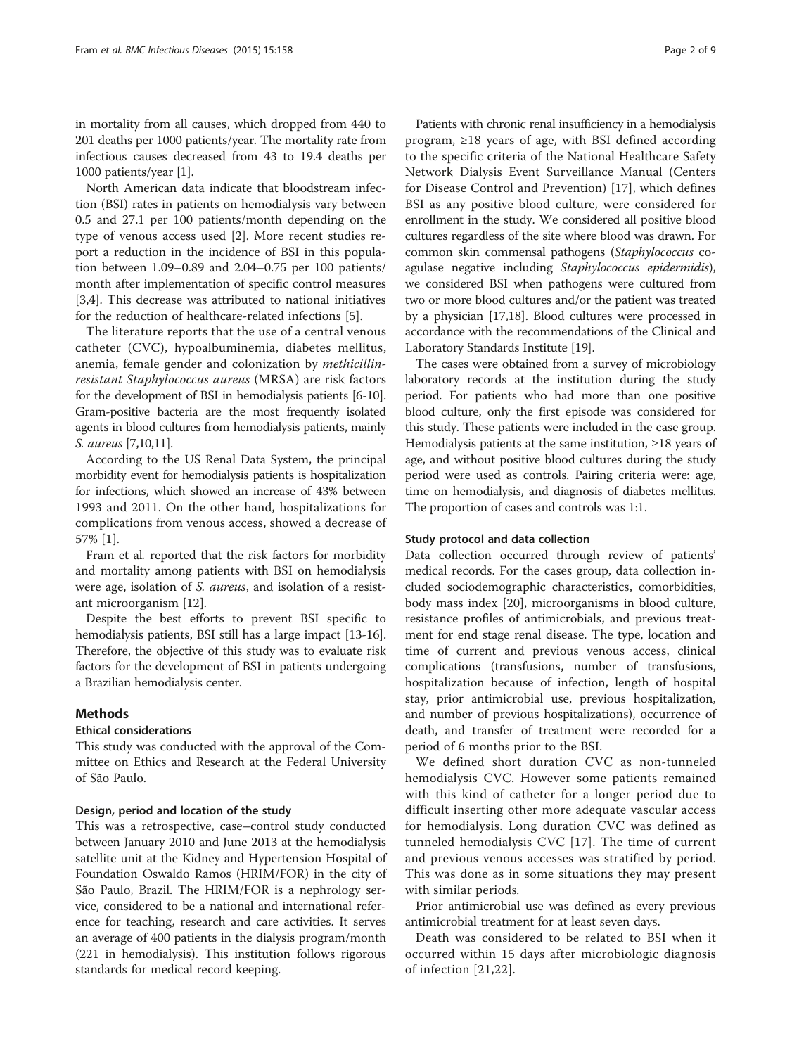in mortality from all causes, which dropped from 440 to 201 deaths per 1000 patients/year. The mortality rate from infectious causes decreased from 43 to 19.4 deaths per 1000 patients/year [1].

North American data indicate that bloodstream infection (BSI) rates in patients on hemodialysis vary between 0.5 and 27.1 per 100 patients/month depending on the type of venous access used [2]. More recent studies report a reduction in the incidence of BSI in this population between 1.09–0.89 and 2.04–0.75 per 100 patients/month after implementation of specific control measures [3,4]. This decrease was attributed to national initiatives for the reduction of healthcare-related infections [5].

The literature reports that the use of a central venous catheter (CVC), hypoalbuminemia, diabetes mellitus, anemia, female gender and colonization by *methicillin-resistant Staphylococcus aureus* (MRSA) are risk factors for the development of BSI in hemodialysis patients [6-10]. Gram-positive bacteria are the most frequently isolated agents in blood cultures from hemodialysis patients, mainly *S. aureus* [7,10,11].

According to the US Renal Data System, the principal morbidity event for hemodialysis patients is hospitalization for infections, which showed an increase of 43% between 1993 and 2011. On the other hand, hospitalizations for complications from venous access, showed a decrease of 57% [1].

Fram et al. reported that the risk factors for morbidity and mortality among patients with BSI on hemodialysis were age, isolation of *S. aureus*, and isolation of a resistant microorganism [12].

Despite the best efforts to prevent BSI specific to hemodialysis patients, BSI still has a large impact [13-16]. Therefore, the objective of this study was to evaluate risk factors for the development of BSI in patients undergoing a Brazilian hemodialysis center.

## Methods

### Ethical considerations

This study was conducted with the approval of the Committee on Ethics and Research at the Federal University of São Paulo.

### Design, period and location of the study

This was a retrospective, case–control study conducted between January 2010 and June 2013 at the hemodialysis satellite unit at the Kidney and Hypertension Hospital of Foundation Oswaldo Ramos (HRIM/FOR) in the city of São Paulo, Brazil. The HRIM/FOR is a nephrology service, considered to be a national and international reference for teaching, research and care activities. It serves an average of 400 patients in the dialysis program/month (221 in hemodialysis). This institution follows rigorous standards for medical record keeping.

Patients with chronic renal insufficiency in a hemodialysis program, ≥18 years of age, with BSI defined according to the specific criteria of the National Healthcare Safety Network Dialysis Event Surveillance Manual (Centers for Disease Control and Prevention) [17], which defines BSI as any positive blood culture, were considered for enrollment in the study. We considered all positive blood cultures regardless of the site where blood was drawn. For common skin commensal pathogens (*Staphylococcus* coagulase negative including *Staphylococcus epidermidis*), we considered BSI when pathogens were cultured from two or more blood cultures and/or the patient was treated by a physician [17,18]. Blood cultures were processed in accordance with the recommendations of the Clinical and Laboratory Standards Institute [19].

The cases were obtained from a survey of microbiology laboratory records at the institution during the study period. For patients who had more than one positive blood culture, only the first episode was considered for this study. These patients were included in the case group. Hemodialysis patients at the same institution, ≥18 years of age, and without positive blood cultures during the study period were used as controls. Pairing criteria were: age, time on hemodialysis, and diagnosis of diabetes mellitus. The proportion of cases and controls was 1:1.

### Study protocol and data collection

Data collection occurred through review of patients' medical records. For the cases group, data collection included sociodemographic characteristics, comorbidities, body mass index [20], microorganisms in blood culture, resistance profiles of antimicrobials, and previous treatment for end stage renal disease. The type, location and time of current and previous venous access, clinical complications (transfusions, number of transfusions, hospitalization because of infection, length of hospital stay, prior antimicrobial use, previous hospitalization, and number of previous hospitalizations), occurrence of death, and transfer of treatment were recorded for a period of 6 months prior to the BSI.

We defined short duration CVC as non-tunneled hemodialysis CVC. However some patients remained with this kind of catheter for a longer period due to difficult inserting other more adequate vascular access for hemodialysis. Long duration CVC was defined as tunneled hemodialysis CVC [17]. The time of current and previous venous accesses was stratified by period. This was done as in some situations they may present with similar periods.

Prior antimicrobial use was defined as every previous antimicrobial treatment for at least seven days.

Death was considered to be related to BSI when it occurred within 15 days after microbiologic diagnosis of infection [21,22].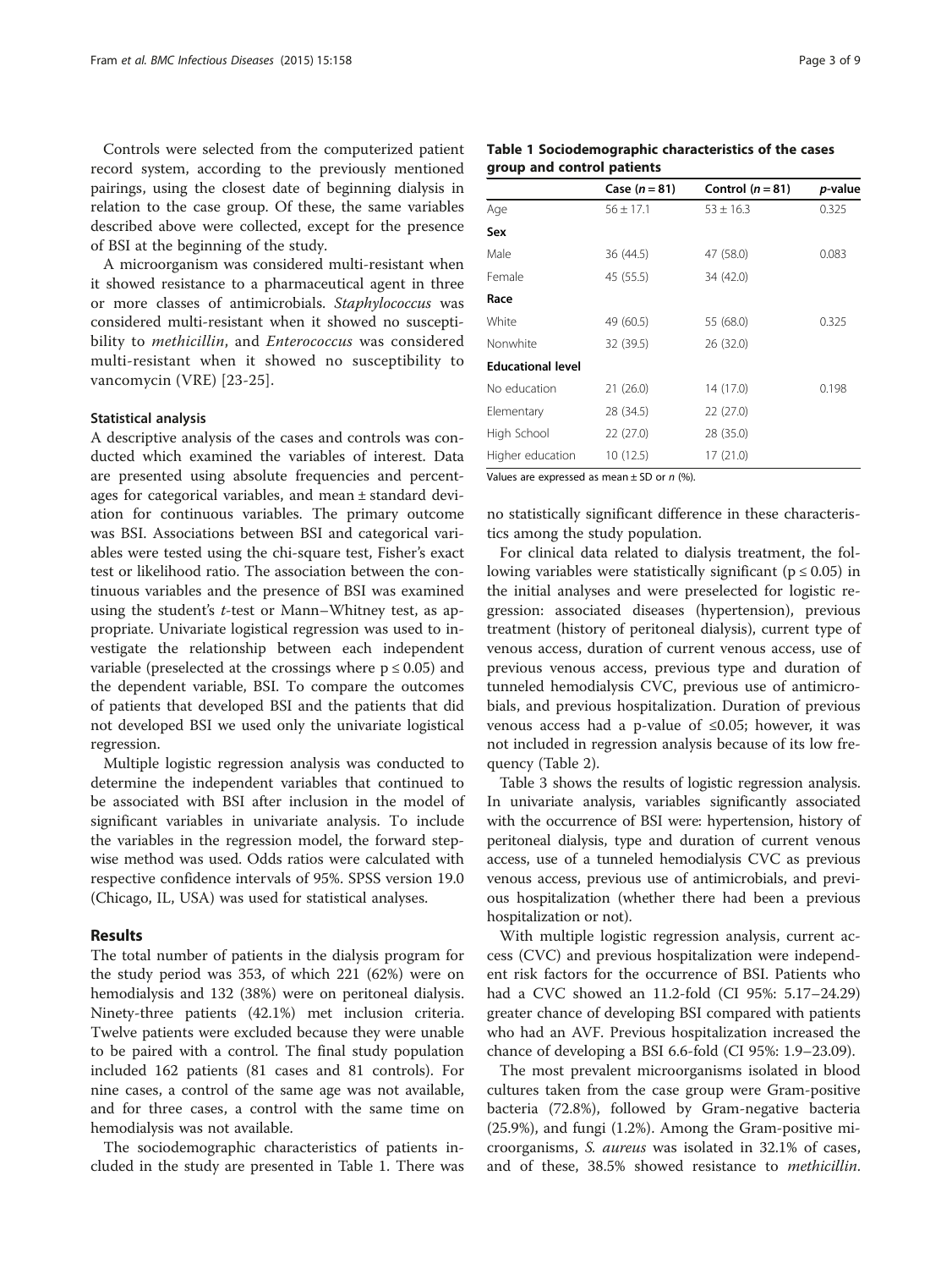Controls were selected from the computerized patient record system, according to the previously mentioned pairings, using the closest date of beginning dialysis in relation to the case group. Of these, the same variables described above were collected, except for the presence of BSI at the beginning of the study.

A microorganism was considered multi-resistant when it showed resistance to a pharmaceutical agent in three or more classes of antimicrobials. *Staphylococcus* was considered multi-resistant when it showed no susceptibility to *methicillin*, and *Enterococcus* was considered multi-resistant when it showed no susceptibility to vancomycin (VRE) [23-25].

### Statistical analysis

A descriptive analysis of the cases and controls was conducted which examined the variables of interest. Data are presented using absolute frequencies and percentages for categorical variables, and mean ± standard deviation for continuous variables. The primary outcome was BSI. Associations between BSI and categorical variables were tested using the chi-square test, Fisher's exact test or likelihood ratio. The association between the continuous variables and the presence of BSI was examined using the student's *t*-test or Mann–Whitney test, as appropriate. Univariate logistical regression was used to investigate the relationship between each independent variable (preselected at the crossings where $p \leq 0.05$) and the dependent variable, BSI. To compare the outcomes of patients that developed BSI and the patients that did not developed BSI we used only the univariate logistical regression.

Multiple logistic regression analysis was conducted to determine the independent variables that continued to be associated with BSI after inclusion in the model of significant variables in univariate analysis. To include the variables in the regression model, the forward stepwise method was used. Odds ratios were calculated with respective confidence intervals of 95%. SPSS version 19.0 (Chicago, IL, USA) was used for statistical analyses.

## Results

The total number of patients in the dialysis program for the study period was 353, of which 221 (62%) were on hemodialysis and 132 (38%) were on peritoneal dialysis. Ninety-three patients (42.1%) met inclusion criteria. Twelve patients were excluded because they were unable to be paired with a control. The final study population included 162 patients (81 cases and 81 controls). For nine cases, a control of the same age was not available, and for three cases, a control with the same time on hemodialysis was not available.

The sociodemographic characteristics of patients included in the study are presented in Table 1. There was no statistically significant difference in these characteristics among the study population.

**Table 1 Sociodemographic characteristics of the cases group and control patients**

| | Case (*n* = 81) | Control (*n* = 81) | *p*-value |
|---|---|---|---|
| Age | 56 ± 17.1 | 53 ± 16.3 | 0.325 |
| **Sex** | | | |
| Male | 36 (44.5) | 47 (58.0) | 0.083 |
| Female | 45 (55.5) | 34 (42.0) | |
| **Race** | | | |
| White | 49 (60.5) | 55 (68.0) | 0.325 |
| Nonwhite | 32 (39.5) | 26 (32.0) | |
| **Educational level** | | | |
| No education | 21 (26.0) | 14 (17.0) | 0.198 |
| Elementary | 28 (34.5) | 22 (27.0) | |
| High School | 22 (27.0) | 28 (35.0) | |
| Higher education | 10 (12.5) | 17 (21.0) | |

Values are expressed as mean ± SD or *n* (%).

For clinical data related to dialysis treatment, the following variables were statistically significant ($p \leq 0.05$) in the initial analyses and were preselected for logistic regression: associated diseases (hypertension), previous treatment (history of peritoneal dialysis), current type of venous access, duration of current venous access, use of previous venous access, previous type and duration of tunneled hemodialysis CVC, previous use of antimicrobials, and previous hospitalization. Duration of previous venous access had a p-value of ≤0.05; however, it was not included in regression analysis because of its low frequency (Table 2).

Table 3 shows the results of logistic regression analysis. In univariate analysis, variables significantly associated with the occurrence of BSI were: hypertension, history of peritoneal dialysis, type and duration of current venous access, use of a tunneled hemodialysis CVC as previous venous access, previous use of antimicrobials, and previous hospitalization (whether there had been a previous hospitalization or not).

With multiple logistic regression analysis, current access (CVC) and previous hospitalization were independent risk factors for the occurrence of BSI. Patients who had a CVC showed an 11.2-fold (CI 95%: 5.17–24.29) greater chance of developing BSI compared with patients who had an AVF. Previous hospitalization increased the chance of developing a BSI 6.6-fold (CI 95%: 1.9–23.09).

The most prevalent microorganisms isolated in blood cultures taken from the case group were Gram-positive bacteria (72.8%), followed by Gram-negative bacteria (25.9%), and fungi (1.2%). Among the Gram-positive microorganisms, *S. aureus* was isolated in 32.1% of cases, and of these, 38.5% showed resistance to *methicillin*.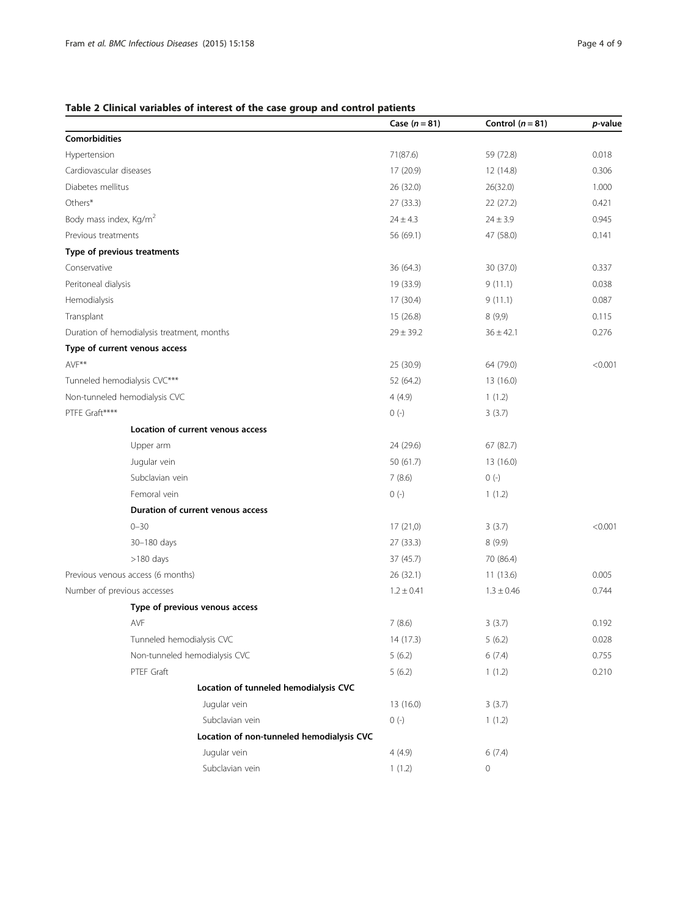**Table 2 Clinical variables of interest of the case group and control patients**

| | Case ($n = 81$) | Control ($n = 81$) | *p*-value |
|---|---|---|---|
| **Comorbidities** | | | |
| Hypertension | 71(87.6) | 59 (72.8) | 0.018 |
| Cardiovascular diseases | 17 (20.9) | 12 (14.8) | 0.306 |
| Diabetes mellitus | 26 (32.0) | 26(32.0) | 1.000 |
| Others* | 27 (33.3) | 22 (27.2) | 0.421 |
| Body mass index, Kg/m$^2$ | $24 \pm 4.3$ | $24 \pm 3.9$ | 0.945 |
| Previous treatments | 56 (69.1) | 47 (58.0) | 0.141 |
| **Type of previous treatments** | | | |
| Conservative | 36 (64.3) | 30 (37.0) | 0.337 |
| Peritoneal dialysis | 19 (33.9) | 9 (11.1) | 0.038 |
| Hemodialysis | 17 (30.4) | 9 (11.1) | 0.087 |
| Transplant | 15 (26.8) | 8 (9,9) | 0.115 |
| Duration of hemodialysis treatment, months | $29 \pm 39.2$ | $36 \pm 42.1$ | 0.276 |
| **Type of current venous access** | | | |
| AVF** | 25 (30.9) | 64 (79.0) | <0.001 |
| Tunneled hemodialysis CVC*** | 52 (64.2) | 13 (16.0) | |
| Non-tunneled hemodialysis CVC | 4 (4.9) | 1 (1.2) | |
| PTFE Graft**** | 0 (-) | 3 (3.7) | |
| **Location of current venous access** | | | |
| Upper arm | 24 (29.6) | 67 (82.7) | |
| Jugular vein | 50 (61.7) | 13 (16.0) | |
| Subclavian vein | 7 (8.6) | 0 (-) | |
| Femoral vein | 0 (-) | 1 (1.2) | |
| **Duration of current venous access** | | | |
| 0–30 | 17 (21,0) | 3 (3.7) | <0.001 |
| 30–180 days | 27 (33.3) | 8 (9.9) | |
| >180 days | 37 (45.7) | 70 (86.4) | |
| Previous venous access (6 months) | 26 (32.1) | 11 (13.6) | 0.005 |
| Number of previous accesses | $1.2 \pm 0.41$ | $1.3 \pm 0.46$ | 0.744 |
| **Type of previous venous access** | | | |
| AVF | 7 (8.6) | 3 (3.7) | 0.192 |
| Tunneled hemodialysis CVC | 14 (17.3) | 5 (6.2) | 0.028 |
| Non-tunneled hemodialysis CVC | 5 (6.2) | 6 (7.4) | 0.755 |
| PTEF Graft | 5 (6.2) | 1 (1.2) | 0.210 |
| **Location of tunneled hemodialysis CVC** | | | |
| Jugular vein | 13 (16.0) | 3 (3.7) | |
| Subclavian vein | 0 (-) | 1 (1.2) | |
| **Location of non-tunneled hemodialysis CVC** | | | |
| Jugular vein | 4 (4.9) | 6 (7.4) | |
| Subclavian vein | 1 (1.2) | 0 | |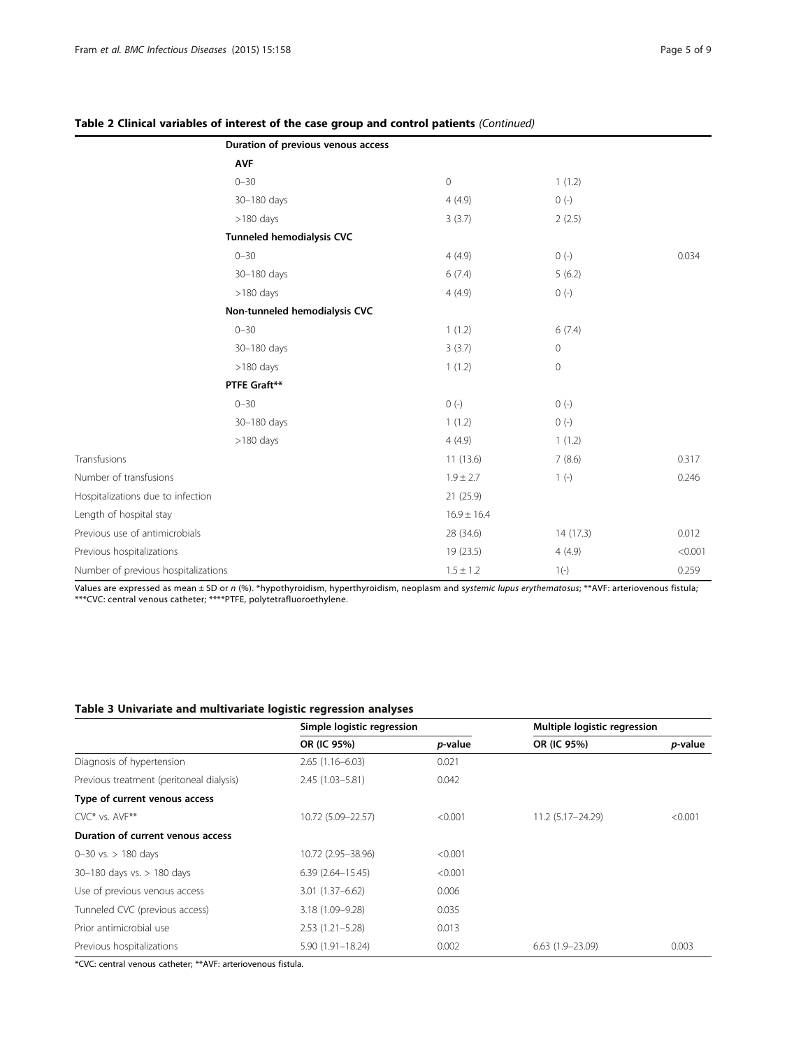**Table 2 Clinical variables of interest of the case group and control patients** *(Continued)*

| | | | | |
|---|---|---|---|---|
| | **Duration of previous venous access** | | | |
| | **AVF** | | | |
| | 0–30 | 0 | 1 (1.2) | |
| | 30–180 days | 4 (4.9) | 0 (-) | |
| | >180 days | 3 (3.7) | 2 (2.5) | |
| | **Tunneled hemodialysis CVC** | | | |
| | 0–30 | 4 (4.9) | 0 (-) | 0.034 |
| | 30–180 days | 6 (7.4) | 5 (6.2) | |
| | >180 days | 4 (4.9) | 0 (-) | |
| | **Non-tunneled hemodialysis CVC** | | | |
| | 0–30 | 1 (1.2) | 6 (7.4) | |
| | 30–180 days | 3 (3.7) | 0 | |
| | >180 days | 1 (1.2) | 0 | |
| | **PTFE Graft**** | | | |
| | 0–30 | 0 (-) | 0 (-) | |
| | 30–180 days | 1 (1.2) | 0 (-) | |
| | >180 days | 4 (4.9) | 1 (1.2) | |
| Transfusions | | 11 (13.6) | 7 (8.6) | 0.317 |
| Number of transfusions | | 1.9 ± 2.7 | 1 (-) | 0.246 |
| Hospitalizations due to infection | | 21 (25.9) | | |
| Length of hospital stay | | 16.9 ± 16.4 | | |
| Previous use of antimicrobials | | 28 (34.6) | 14 (17.3) | 0.012 |
| Previous hospitalizations | | 19 (23.5) | 4 (4.9) | <0.001 |
| Number of previous hospitalizations | | 1.5 ± 1.2 | 1(-) | 0.259 |

Values are expressed as mean ± SD or *n* (%). *hypothyroidism, hyperthyroidism, neoplasm and *systemic lupus erythematosus*; **AVF: arteriovenous fistula; ***CVC: central venous catheter; ****PTFE, polytetrafluoroethylene.

**Table 3 Univariate and multivariate logistic regression analyses**

| | Simple logistic regression | | Multiple logistic regression | |
|---|---|---|---|---|
| | **OR (IC 95%)** | ***p*-value** | **OR (IC 95%)** | ***p*-value** |
| Diagnosis of hypertension | 2.65 (1.16–6.03) | 0.021 | | |
| Previous treatment (peritoneal dialysis) | 2.45 (1.03–5.81) | 0.042 | | |
| **Type of current venous access** | | | | |
| CVC* vs. AVF** | 10.72 (5.09–22.57) | <0.001 | 11.2 (5.17–24.29) | <0.001 |
| **Duration of current venous access** | | | | |
| 0–30 vs. > 180 days | 10.72 (2.95–38.96) | <0.001 | | |
| 30–180 days vs. > 180 days | 6.39 (2.64–15.45) | <0.001 | | |
| Use of previous venous access | 3.01 (1.37–6.62) | 0.006 | | |
| Tunneled CVC (previous access) | 3.18 (1.09–9.28) | 0.035 | | |
| Prior antimicrobial use | 2.53 (1.21–5.28) | 0.013 | | |
| Previous hospitalizations | 5.90 (1.91–18.24) | 0.002 | 6.63 (1.9–23.09) | 0.003 |

*CVC: central venous catheter; **AVF: arteriovenous fistula.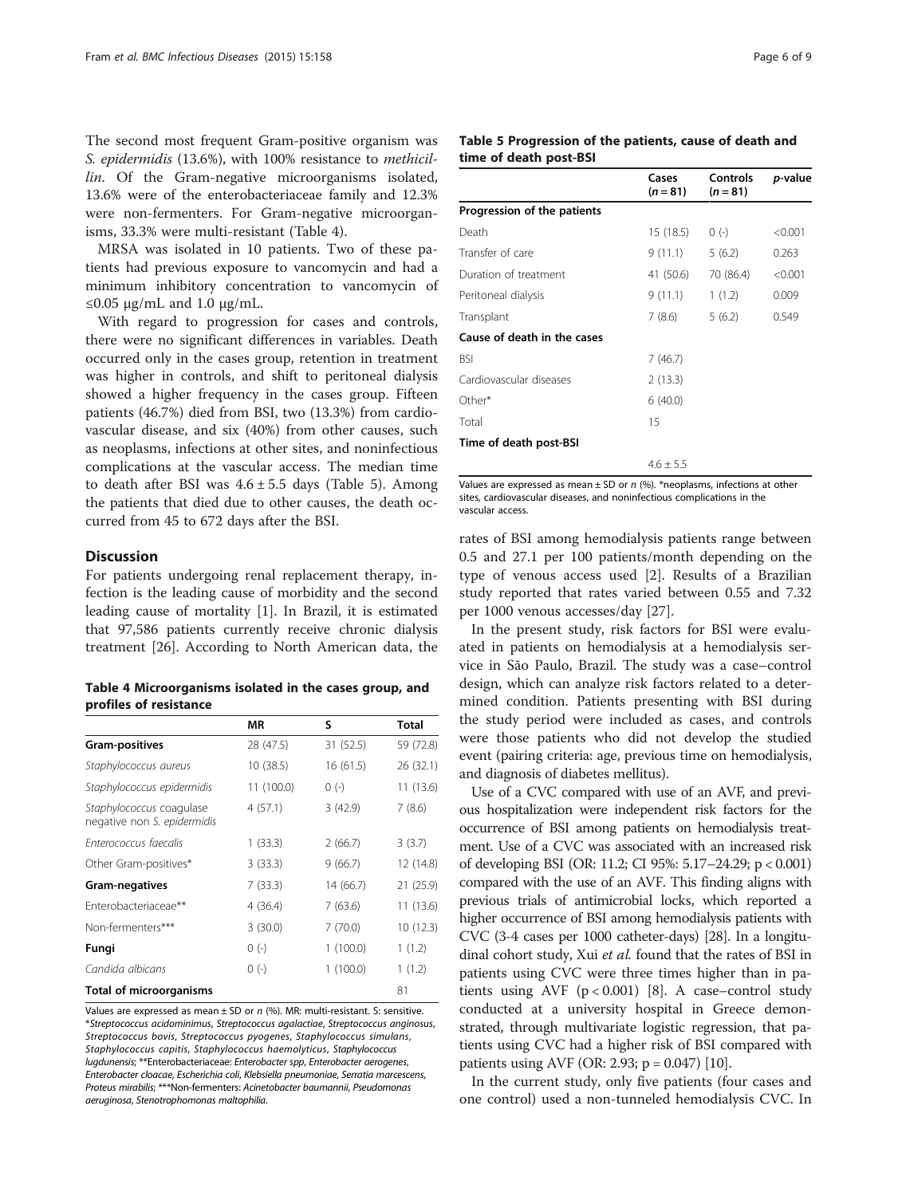The second most frequent Gram-positive organism was *S. epidermidis* (13.6%), with 100% resistance to *methicillin*. Of the Gram-negative microorganisms isolated, 13.6% were of the enterobacteriaceae family and 12.3% were non-fermenters. For Gram-negative microorganisms, 33.3% were multi-resistant (Table 4).

MRSA was isolated in 10 patients. Two of these patients had previous exposure to vancomycin and had a minimum inhibitory concentration to vancomycin of ≤0.05 μg/mL and 1.0 μg/mL.

With regard to progression for cases and controls, there were no significant differences in variables. Death occurred only in the cases group, retention in treatment was higher in controls, and shift to peritoneal dialysis showed a higher frequency in the cases group. Fifteen patients (46.7%) died from BSI, two (13.3%) from cardiovascular disease, and six (40%) from other causes, such as neoplasms, infections at other sites, and noninfectious complications at the vascular access. The median time to death after BSI was 4.6 ± 5.5 days (Table 5). Among the patients that died due to other causes, the death occurred from 45 to 672 days after the BSI.

## Discussion

For patients undergoing renal replacement therapy, infection is the leading cause of morbidity and the second leading cause of mortality [1]. In Brazil, it is estimated that 97,586 patients currently receive chronic dialysis treatment [26]. According to North American data, the rates of BSI among hemodialysis patients range between 0.5 and 27.1 per 100 patients/month depending on the type of venous access used [2]. Results of a Brazilian study reported that rates varied between 0.55 and 7.32 per 1000 venous accesses/day [27].

**Table 4 Microorganisms isolated in the cases group, and profiles of resistance**

| | MR | S | Total |
|---|---|---|---|
| **Gram-positives** | 28 (47.5) | 31 (52.5) | 59 (72.8) |
| *Staphylococcus aureus* | 10 (38.5) | 16 (61.5) | 26 (32.1) |
| *Staphylococcus epidermidis* | 11 (100.0) | 0 (-) | 11 (13.6) |
| *Staphylococcus* coagulase negative non *S. epidermidis* | 4 (57.1) | 3 (42.9) | 7 (8.6) |
| *Enterococcus faecalis* | 1 (33.3) | 2 (66.7) | 3 (3.7) |
| Other Gram-positives* | 3 (33.3) | 9 (66.7) | 12 (14.8) |
| **Gram-negatives** | 7 (33.3) | 14 (66.7) | 21 (25.9) |
| Enterobacteriaceae** | 4 (36.4) | 7 (63.6) | 11 (13.6) |
| Non-fermenters*** | 3 (30.0) | 7 (70.0) | 10 (12.3) |
| **Fungi** | 0 (-) | 1 (100.0) | 1 (1.2) |
| *Candida albicans* | 0 (-) | 1 (100.0) | 1 (1.2) |
| **Total of microorganisms** | | | 81 |

Values are expressed as mean ± SD or *n* (%). MR: multi-resistant. S: sensitive. *Streptococcus acidominimus, Streptococcus agalactiae, Streptococcus anginosus, Streptococcus bovis, Streptococcus pyogenes, Staphylococcus simulans, Staphylococcus capitis, Staphylococcus haemolyticus, Staphylococcus lugdunensis*; **Enterobacteriaceae: *Enterobacter spp, Enterobacter aerogenes, Enterobacter cloacae, Escherichia coli, Klebsiella pneumoniae, Serratia marcescens, Proteus mirabilis*; ***Non-fermenters: *Acinetobacter baumannii, Pseudomonas aeruginosa, Stenotrophomonas maltophilia*.

**Table 5 Progression of the patients, cause of death and time of death post-BSI**

| | Cases ($n = 81$) | Controls ($n = 81$) | *p*-value |
|---|---|---|---|
| **Progression of the patients** | | | |
| Death | 15 (18.5) | 0 (-) | <0.001 |
| Transfer of care | 9 (11.1) | 5 (6.2) | 0.263 |
| Duration of treatment | 41 (50.6) | 70 (86.4) | <0.001 |
| Peritoneal dialysis | 9 (11.1) | 1 (1.2) | 0.009 |
| Transplant | 7 (8.6) | 5 (6.2) | 0.549 |
| **Cause of death in the cases** | | | |
| BSI | 7 (46.7) | | |
| Cardiovascular diseases | 2 (13.3) | | |
| Other* | 6 (40.0) | | |
| Total | 15 | | |
| **Time of death post-BSI** | | | |
| | 4.6 ± 5.5 | | |

Values are expressed as mean ± SD or *n* (%). *neoplasms, infections at other sites, cardiovascular diseases, and noninfectious complications in the vascular access.

In the present study, risk factors for BSI were evaluated in patients on hemodialysis at a hemodialysis service in São Paulo, Brazil. The study was a case–control design, which can analyze risk factors related to a determined condition. Patients presenting with BSI during the study period were included as cases, and controls were those patients who did not develop the studied event (pairing criteria: age, previous time on hemodialysis, and diagnosis of diabetes mellitus).

Use of a CVC compared with use of an AVF, and previous hospitalization were independent risk factors for the occurrence of BSI among patients on hemodialysis treatment. Use of a CVC was associated with an increased risk of developing BSI (OR: 11.2; CI 95%: 5.17–24.29; $p < 0.001$) compared with the use of an AVF. This finding aligns with previous trials of antimicrobial locks, which reported a higher occurrence of BSI among hemodialysis patients with CVC (3-4 cases per 1000 catheter-days) [28]. In a longitudinal cohort study, Xui *et al.* found that the rates of BSI in patients using CVC were three times higher than in patients using AVF ($p < 0.001$) [8]. A case–control study conducted at a university hospital in Greece demonstrated, through multivariate logistic regression, that patients using CVC had a higher risk of BSI compared with patients using AVF (OR: 2.93; $p = 0.047$) [10].

In the current study, only five patients (four cases and one control) used a non-tunneled hemodialysis CVC. In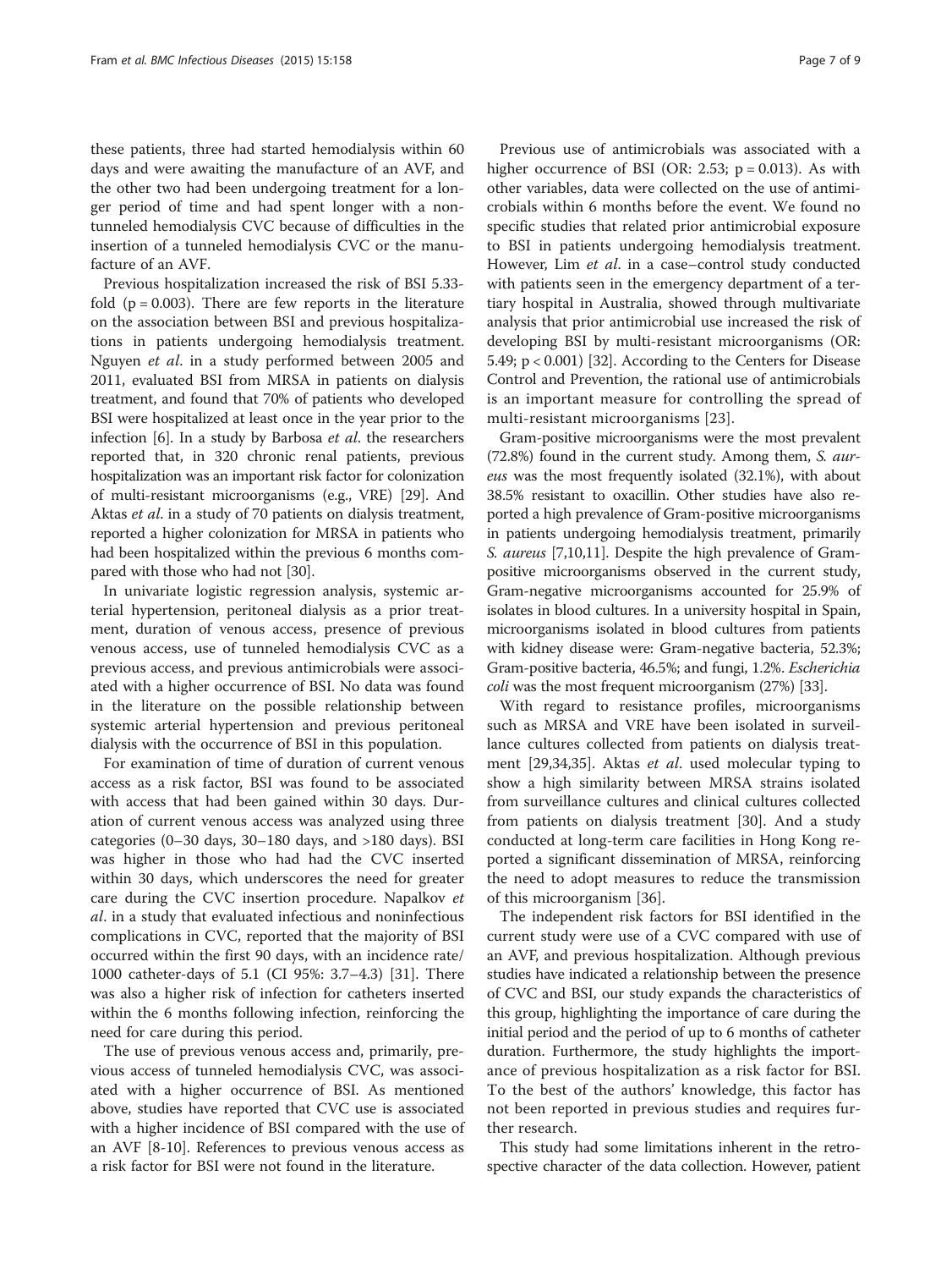these patients, three had started hemodialysis within 60 days and were awaiting the manufacture of an AVF, and the other two had been undergoing treatment for a longer period of time and had spent longer with a nontunneled hemodialysis CVC because of difficulties in the insertion of a tunneled hemodialysis CVC or the manufacture of an AVF.

Previous hospitalization increased the risk of BSI 5.33-fold ($p = 0.003$). There are few reports in the literature on the association between BSI and previous hospitalizations in patients undergoing hemodialysis treatment. Nguyen *et al*. in a study performed between 2005 and 2011, evaluated BSI from MRSA in patients on dialysis treatment, and found that 70% of patients who developed BSI were hospitalized at least once in the year prior to the infection [6]. In a study by Barbosa *et al*. the researchers reported that, in 320 chronic renal patients, previous hospitalization was an important risk factor for colonization of multi-resistant microorganisms (e.g., VRE) [29]. And Aktas *et al*. in a study of 70 patients on dialysis treatment, reported a higher colonization for MRSA in patients who had been hospitalized within the previous 6 months compared with those who had not [30].

In univariate logistic regression analysis, systemic arterial hypertension, peritoneal dialysis as a prior treatment, duration of venous access, presence of previous venous access, use of tunneled hemodialysis CVC as a previous access, and previous antimicrobials were associated with a higher occurrence of BSI. No data was found in the literature on the possible relationship between systemic arterial hypertension and previous peritoneal dialysis with the occurrence of BSI in this population.

For examination of time of duration of current venous access as a risk factor, BSI was found to be associated with access that had been gained within 30 days. Duration of current venous access was analyzed using three categories (0–30 days, 30–180 days, and >180 days). BSI was higher in those who had had the CVC inserted within 30 days, which underscores the need for greater care during the CVC insertion procedure. Napalkov *et al*. in a study that evaluated infectious and noninfectious complications in CVC, reported that the majority of BSI occurred within the first 90 days, with an incidence rate/1000 catheter-days of 5.1 (CI 95%: 3.7–4.3) [31]. There was also a higher risk of infection for catheters inserted within the 6 months following infection, reinforcing the need for care during this period.

The use of previous venous access and, primarily, previous access of tunneled hemodialysis CVC, was associated with a higher occurrence of BSI. As mentioned above, studies have reported that CVC use is associated with a higher incidence of BSI compared with the use of an AVF [8-10]. References to previous venous access as a risk factor for BSI were not found in the literature.

Previous use of antimicrobials was associated with a higher occurrence of BSI (OR: 2.53; $p = 0.013$). As with other variables, data were collected on the use of antimicrobials within 6 months before the event. We found no specific studies that related prior antimicrobial exposure to BSI in patients undergoing hemodialysis treatment. However, Lim *et al*. in a case–control study conducted with patients seen in the emergency department of a tertiary hospital in Australia, showed through multivariate analysis that prior antimicrobial use increased the risk of developing BSI by multi-resistant microorganisms (OR: 5.49; $p < 0.001$) [32]. According to the Centers for Disease Control and Prevention, the rational use of antimicrobials is an important measure for controlling the spread of multi-resistant microorganisms [23].

Gram-positive microorganisms were the most prevalent (72.8%) found in the current study. Among them, *S. aureus* was the most frequently isolated (32.1%), with about 38.5% resistant to oxacillin. Other studies have also reported a high prevalence of Gram-positive microorganisms in patients undergoing hemodialysis treatment, primarily *S. aureus* [7,10,11]. Despite the high prevalence of Gram-positive microorganisms observed in the current study, Gram-negative microorganisms accounted for 25.9% of isolates in blood cultures. In a university hospital in Spain, microorganisms isolated in blood cultures from patients with kidney disease were: Gram-negative bacteria, 52.3%; Gram-positive bacteria, 46.5%; and fungi, 1.2%. *Escherichia coli* was the most frequent microorganism (27%) [33].

With regard to resistance profiles, microorganisms such as MRSA and VRE have been isolated in surveillance cultures collected from patients on dialysis treatment [29,34,35]. Aktas *et al*. used molecular typing to show a high similarity between MRSA strains isolated from surveillance cultures and clinical cultures collected from patients on dialysis treatment [30]. And a study conducted at long-term care facilities in Hong Kong reported a significant dissemination of MRSA, reinforcing the need to adopt measures to reduce the transmission of this microorganism [36].

The independent risk factors for BSI identified in the current study were use of a CVC compared with use of an AVF, and previous hospitalization. Although previous studies have indicated a relationship between the presence of CVC and BSI, our study expands the characteristics of this group, highlighting the importance of care during the initial period and the period of up to 6 months of catheter duration. Furthermore, the study highlights the importance of previous hospitalization as a risk factor for BSI. To the best of the authors' knowledge, this factor has not been reported in previous studies and requires further research.

This study had some limitations inherent in the retrospective character of the data collection. However, patient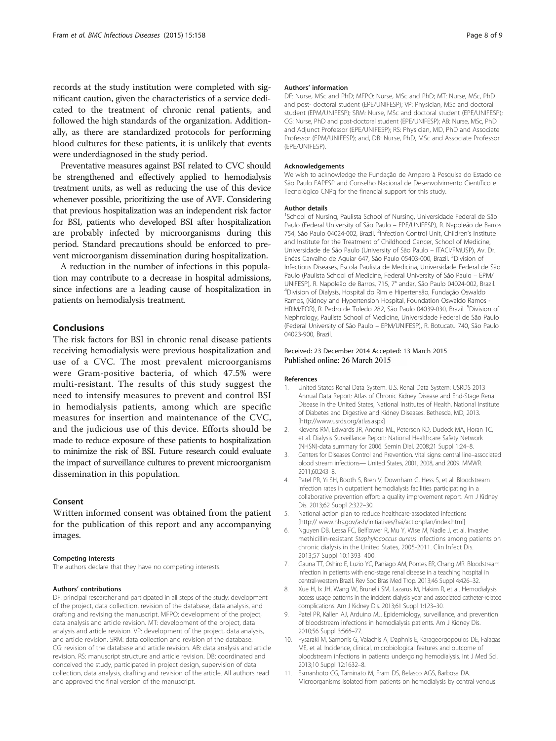records at the study institution were completed with significant caution, given the characteristics of a service dedicated to the treatment of chronic renal patients, and followed the high standards of the organization. Additionally, as there are standardized protocols for performing blood cultures for these patients, it is unlikely that events were underdiagnosed in the study period.

Preventative measures against BSI related to CVC should be strengthened and effectively applied to hemodialysis treatment units, as well as reducing the use of this device whenever possible, prioritizing the use of AVF. Considering that previous hospitalization was an independent risk factor for BSI, patients who developed BSI after hospitalization are probably infected by microorganisms during this period. Standard precautions should be enforced to prevent microorganism dissemination during hospitalization.

A reduction in the number of infections in this population may contribute to a decrease in hospital admissions, since infections are a leading cause of hospitalization in patients on hemodialysis treatment.

## Conclusions

The risk factors for BSI in chronic renal disease patients receiving hemodialysis were previous hospitalization and use of a CVC. The most prevalent microorganisms were Gram-positive bacteria, of which 47.5% were multi-resistant. The results of this study suggest the need to intensify measures to prevent and control BSI in hemodialysis patients, among which are specific measures for insertion and maintenance of the CVC, and the judicious use of this device. Efforts should be made to reduce exposure of these patients to hospitalization to minimize the risk of BSI. Future research could evaluate the impact of surveillance cultures to prevent microorganism dissemination in this population.

## Consent

Written informed consent was obtained from the patient for the publication of this report and any accompanying images.

#### Competing interests

The authors declare that they have no competing interests.

#### Authors' contributions

DF: principal researcher and participated in all steps of the study: development of the project, data collection, revision of the database, data analysis, and drafting and revising the manuscript. MFPO: development of the project, data analysis and article revision. MT: development of the project, data analysis and article revision. VP: development of the project, data analysis, and article revision. SRM: data collection and revision of the database. CG: revision of the database and article revision. AB: data analysis and article revision. RS: manuscript structure and article revision. DB: coordinated and conceived the study, participated in project design, supervision of data collection, data analysis, drafting and revision of the article. All authors read and approved the final version of the manuscript.

#### Authors' information

DF: Nurse, MSc and PhD; MFPO: Nurse, MSc and PhD; MT: Nurse, MSc, PhD and post- doctoral student (EPE/UNIFESP); VP: Physician, MSc and doctoral student (EPM/UNIFESP); SRM: Nurse, MSc and doctoral student (EPE/UNIFESP); CG: Nurse, PhD and post-doctoral student (EPE/UNIFESP); AB: Nurse, MSc, PhD and Adjunct Professor (EPE/UNIFESP); RS: Physician, MD, PhD and Associate Professor (EPM/UNIFESP); and, DB: Nurse, PhD, MSc and Associate Professor (EPE/UNIFESP).

#### Acknowledgements

We wish to acknowledge the Fundação de Amparo à Pesquisa do Estado de São Paulo FAPESP and Conselho Nacional de Desenvolvimento Científico e Tecnológico CNPq for the financial support for this study.

#### Author details

[1]School of Nursing, Paulista School of Nursing, Universidade Federal de São Paulo (Federal University of São Paulo – EPE/UNIFESP), R. Napoleão de Barros 754, São Paulo 04024-002, Brazil. [2]Infection Control Unit, Children's Institute and Institute for the Treatment of Childhood Cancer, School of Medicine, Universidade de São Paulo (University of São Paulo – ITACI/FMUSP), Av. Dr. Enéas Carvalho de Aguiar 647, São Paulo 05403-000, Brazil. [3]Division of Infectious Diseases, Escola Paulista de Medicina, Universidade Federal de São Paulo (Paulista School of Medicine, Federal University of São Paulo – EPM/ UNIFESP), R. Napoleão de Barros, 715, 7° andar, São Paulo 04024-002, Brazil. [4]Division of Dialysis, Hospital do Rim e Hipertensão, Fundação Oswaldo Ramos, (Kidney and Hypertension Hospital, Foundation Oswaldo Ramos - HRIM/FOR), R. Pedro de Toledo 282, São Paulo 04039-030, Brazil. [5]Division of Nephrology, Paulista School of Medicine, Universidade Federal de São Paulo (Federal University of São Paulo – EPM/UNIFESP), R. Botucatu 740, São Paulo 04023-900, Brazil.

Received: 23 December 2014 Accepted: 13 March 2015
Published online: 26 March 2015

#### References

1. United States Renal Data System. U.S. Renal Data System: USRDS 2013 Annual Data Report: Atlas of Chronic Kidney Disease and End-Stage Renal Disease in the United States, National Institutes of Health, National Institute of Diabetes and Digestive and Kidney Diseases. Bethesda, MD; 2013. [http://www.usrds.org/atlas.aspx]
2. Klevens RM, Edwards JR, Andrus ML, Peterson KD, Dudeck MA, Horan TC, et al. Dialysis Surveillance Report: National Healthcare Safety Network (NHSN)-data summary for 2006. Semin Dial. 2008;21 Suppl 1:24–8.
3. Centers for Diseases Control and Prevention. Vital signs: central line–associated blood stream infections— United States, 2001, 2008, and 2009. MMWR. 2011;60:243–8.
4. Patel PR, Yi SH, Booth S, Bren V, Downham G, Hess S, et al. Bloodstream infection rates in outpatient hemodialysis facilities participating in a collaborative prevention effort: a quality improvement report. Am J Kidney Dis. 2013;62 Suppl 2:322–30.
5. National action plan to reduce healthcare-associated infections [http:// www.hhs.gov/ash/initiatives/hai/actionplan/index.html]
6. Nguyen DB, Lessa FC, Belflower R, Mu Y, Wise M, Nadle J, et al. Invasive methicillin-resistant *Staphylococcus aureus* infections among patients on chronic dialysis in the United States, 2005-2011. Clin Infect Dis. 2013;57 Suppl 10:1393–400.
7. Gauna TT, Oshiro E, Luzio YC, Paniago AM, Pontes ER, Chang MR. Bloodstream infection in patients with end-stage renal disease in a teaching hospital in central-western Brazil. Rev Soc Bras Med Trop. 2013;46 Suppl 4:426–32.
8. Xue H, Ix JH, Wang W, Brunelli SM, Lazarus M, Hakim R, et al. Hemodialysis access usage patterns in the incident dialysis year and associated catheter-related complications. Am J Kidney Dis. 2013;61 Suppl 1:123–30.
9. Patel PR, Kallen AJ, Arduino MJ. Epidemiology, surveillance, and prevention of bloodstream infections in hemodialysis patients. Am J Kidney Dis. 2010;56 Suppl 3:566–77.
10. Fysaraki M, Samonis G, Valachis A, Daphnis E, Karageorgopoulos DE, Falagas ME, et al. Incidence, clinical, microbiological features and outcome of bloodstream infections in patients undergoing hemodialysis. Int J Med Sci. 2013;10 Suppl 12:1632–8.
11. Esmanhoto CG, Taminato M, Fram DS, Belasco AGS, Barbosa DA. Microorganisms isolated from patients on hemodialysis by central venous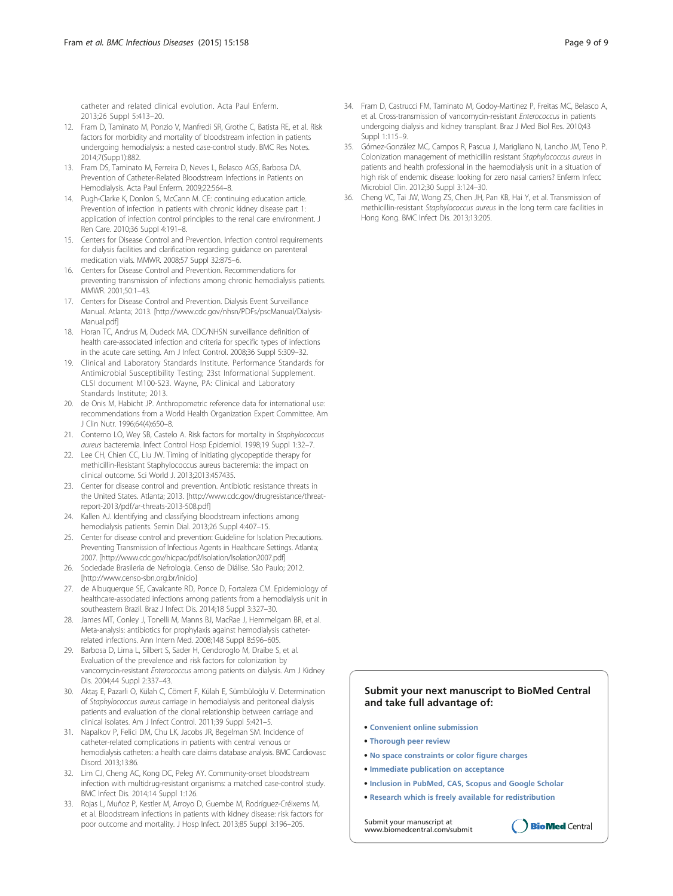catheter and related clinical evolution. Acta Paul Enferm. 2013;26 Suppl 5:413–20.

12. Fram D, Taminato M, Ponzio V, Manfredi SR, Grothe C, Batista RE, et al. Risk factors for morbidity and mortality of bloodstream infection in patients undergoing hemodialysis: a nested case-control study. BMC Res Notes. 2014;7(Supp1):882.
13. Fram DS, Taminato M, Ferreira D, Neves L, Belasco AGS, Barbosa DA. Prevention of Catheter-Related Bloodstream Infections in Patients on Hemodialysis. Acta Paul Enferm. 2009;22:564–8.
14. Pugh-Clarke K, Donlon S, McCann M. CE: continuing education article. Prevention of infection in patients with chronic kidney disease part 1: application of infection control principles to the renal care environment. J Ren Care. 2010;36 Suppl 4:191–8.
15. Centers for Disease Control and Prevention. Infection control requirements for dialysis facilities and clarification regarding guidance on parenteral medication vials. MMWR. 2008;57 Suppl 32:875–6.
16. Centers for Disease Control and Prevention. Recommendations for preventing transmission of infections among chronic hemodialysis patients. MMWR. 2001;50:1–43.
17. Centers for Disease Control and Prevention. Dialysis Event Surveillance Manual. Atlanta; 2013. [http://www.cdc.gov/nhsn/PDFs/pscManual/Dialysis-Manual.pdf]
18. Horan TC, Andrus M, Dudeck MA. CDC/NHSN surveillance definition of health care-associated infection and criteria for specific types of infections in the acute care setting. Am J Infect Control. 2008;36 Suppl 5:309–32.
19. Clinical and Laboratory Standards Institute. Performance Standards for Antimicrobial Susceptibility Testing; 23st Informational Supplement. CLSI document M100-S23. Wayne, PA: Clinical and Laboratory Standards Institute; 2013.
20. de Onis M, Habicht JP. Anthropometric reference data for international use: recommendations from a World Health Organization Expert Committee. Am J Clin Nutr. 1996;64(4):650–8.
21. Conterno LO, Wey SB, Castelo A. Risk factors for mortality in *Staphylococcus aureus* bacteremia. Infect Control Hosp Epidemiol. 1998;19 Suppl 1:32–7.
22. Lee CH, Chien CC, Liu JW. Timing of initiating glycopeptide therapy for methicillin-Resistant Staphylococcus aureus bacteremia: the impact on clinical outcome. Sci World J. 2013;2013:457435.
23. Center for disease control and prevention. Antibiotic resistance threats in the United States. Atlanta; 2013. [http://www.cdc.gov/drugresistance/threat-report-2013/pdf/ar-threats-2013-508.pdf]
24. Kallen AJ. Identifying and classifying bloodstream infections among hemodialysis patients. Semin Dial. 2013;26 Suppl 4:407–15.
25. Center for disease control and prevention: Guideline for Isolation Precautions. Preventing Transmission of Infectious Agents in Healthcare Settings. Atlanta; 2007. [http://www.cdc.gov/hicpac/pdf/isolation/Isolation2007.pdf]
26. Sociedade Brasileria de Nefrologia. Censo de Diálise. São Paulo; 2012. [http://www.censo-sbn.org.br/inicio]
27. de Albuquerque SE, Cavalcante RD, Ponce D, Fortaleza CM. Epidemiology of healthcare-associated infections among patients from a hemodialysis unit in southeastern Brazil. Braz J Infect Dis. 2014;18 Suppl 3:327–30.
28. James MT, Conley J, Tonelli M, Manns BJ, MacRae J, Hemmelgarn BR, et al. Meta-analysis: antibiotics for prophylaxis against hemodialysis catheter-related infections. Ann Intern Med. 2008;148 Suppl 8:596–605.
29. Barbosa D, Lima L, Silbert S, Sader H, Cendoroglo M, Draibe S, et al. Evaluation of the prevalence and risk factors for colonization by vancomycin-resistant *Enterococcus* among patients on dialysis. Am J Kidney Dis. 2004;44 Suppl 2:337–43.
30. Aktaş E, Pazarli O, Külah C, Cömert F, Külah E, Sümbüloğlu V. Determination of *Staphylococcus aureus* carriage in hemodialysis and peritoneal dialysis patients and evaluation of the clonal relationship between carriage and clinical isolates. Am J Infect Control. 2011;39 Suppl 5:421–5.
31. Napalkov P, Felici DM, Chu LK, Jacobs JR, Begelman SM. Incidence of catheter-related complications in patients with central venous or hemodialysis catheters: a health care claims database analysis. BMC Cardiovasc Disord. 2013;13:86.
32. Lim CJ, Cheng AC, Kong DC, Peleg AY. Community-onset bloodstream infection with multidrug-resistant organisms: a matched case-control study. BMC Infect Dis. 2014;14 Suppl 1:126.
33. Rojas L, Muñoz P, Kestler M, Arroyo D, Guembe M, Rodríguez-Créixems M, et al. Bloodstream infections in patients with kidney disease: risk factors for poor outcome and mortality. J Hosp Infect. 2013;85 Suppl 3:196–205.
34. Fram D, Castrucci FM, Taminato M, Godoy-Martinez P, Freitas MC, Belasco A, et al. Cross-transmission of vancomycin-resistant *Enterococcus* in patients undergoing dialysis and kidney transplant. Braz J Med Biol Res. 2010;43 Suppl 1:115–9.
35. Gómez-González MC, Campos R, Pascua J, Marigliano N, Lancho JM, Teno P. Colonization management of methicillin resistant *Staphylococcus aureus* in patients and health professional in the haemodialysis unit in a situation of high risk of endemic disease: looking for zero nasal carriers? Enferm Infecc Microbiol Clin. 2012;30 Suppl 3:124–30.
36. Cheng VC, Tai JW, Wong ZS, Chen JH, Pan KB, Hai Y, et al. Transmission of methicillin-resistant *Staphylococcus aureus* in the long term care facilities in Hong Kong. BMC Infect Dis. 2013;13:205.

**Submit your next manuscript to BioMed Central and take full advantage of:**

- **Convenient online submission**
- **Thorough peer review**
- **No space constraints or color figure charges**
- **Immediate publication on acceptance**
- **Inclusion in PubMed, CAS, Scopus and Google Scholar**
- **Research which is freely available for redistribution**

Submit your manuscript at
www.biomedcentral.com/submit

BioMed Central